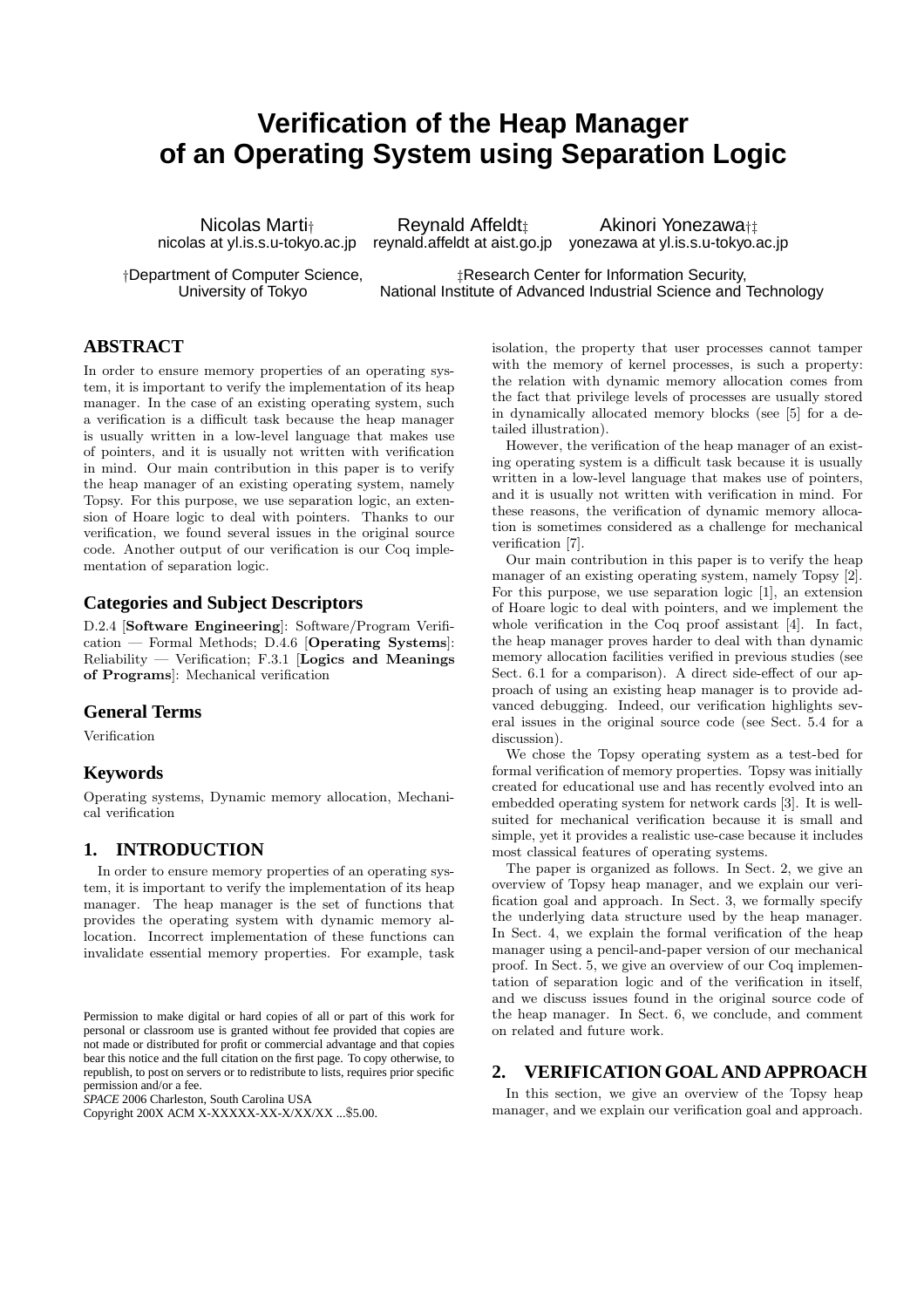# Verification of the Heap Manager of an Operating System using Separation Logic

Nicolas Marti† — nicolas at yl.is.s.u-tokyo.ac.jp
Reynald Affeldt‡ — reynald.affeldt at aist.go.jp
Akinori Yonezawa†‡ — yonezawa at yl.is.s.u-tokyo.ac.jp

†Department of Computer Science, University of Tokyo
‡Research Center for Information Security, National Institute of Advanced Industrial Science and Technology

## ABSTRACT

In order to ensure memory properties of an operating system, it is important to verify the implementation of its heap manager. In the case of an existing operating system, such a verification is a difficult task because the heap manager is usually written in a low-level language that makes use of pointers, and it is usually not written with verification in mind. Our main contribution in this paper is to verify the heap manager of an existing operating system, namely Topsy. For this purpose, we use separation logic, an extension of Hoare logic to deal with pointers. Thanks to our verification, we found several issues in the original source code. Another output of our verification is our Coq implementation of separation logic.

## Categories and Subject Descriptors

D.2.4 [**Software Engineering**]: Software/Program Verification — Formal Methods; D.4.6 [**Operating Systems**]: Reliability — Verification; F.3.1 [**Logics and Meanings of Programs**]: Mechanical verification

## General Terms

Verification

## Keywords

Operating systems, Dynamic memory allocation, Mechanical verification

## 1. INTRODUCTION

In order to ensure memory properties of an operating system, it is important to verify the implementation of its heap manager. The heap manager is the set of functions that provides the operating system with dynamic memory allocation. Incorrect implementation of these functions can invalidate essential memory properties. For example, task isolation, the property that user processes cannot tamper with the memory of kernel processes, is such a property: the relation with dynamic memory allocation comes from the fact that privilege levels of processes are usually stored in dynamically allocated memory blocks (see [5] for a detailed illustration).

However, the verification of the heap manager of an existing operating system is a difficult task because it is usually written in a low-level language that makes use of pointers, and it is usually not written with verification in mind. For these reasons, the verification of dynamic memory allocation is sometimes considered as a challenge for mechanical verification [7].

Our main contribution in this paper is to verify the heap manager of an existing operating system, namely Topsy [2]. For this purpose, we use separation logic [1], an extension of Hoare logic to deal with pointers, and we implement the whole verification in the Coq proof assistant [4]. In fact, the heap manager proves harder to deal with than dynamic memory allocation facilities verified in previous studies (see Sect. 6.1 for a comparison). A direct side-effect of our approach of using an existing heap manager is to provide advanced debugging. Indeed, our verification highlights several issues in the original source code (see Sect. 5.4 for a discussion).

We chose the Topsy operating system as a test-bed for formal verification of memory properties. Topsy was initially created for educational use and has recently evolved into an embedded operating system for network cards [3]. It is well-suited for mechanical verification because it is small and simple, yet it provides a realistic use-case because it includes most classical features of operating systems.

The paper is organized as follows. In Sect. 2, we give an overview of Topsy heap manager, and we explain our verification goal and approach. In Sect. 3, we formally specify the underlying data structure used by the heap manager. In Sect. 4, we explain the formal verification of the heap manager using a pencil-and-paper version of our mechanical proof. In Sect. 5, we give an overview of our Coq implementation of separation logic and of the verification in itself, and we discuss issues found in the original source code of the heap manager. In Sect. 6, we conclude, and comment on related and future work.

## 2. VERIFICATION GOAL AND APPROACH

In this section, we give an overview of the Topsy heap manager, and we explain our verification goal and approach.

Permission to make digital or hard copies of all or part of this work for personal or classroom use is granted without fee provided that copies are not made or distributed for profit or commercial advantage and that copies bear this notice and the full citation on the first page. To copy otherwise, to republish, to post on servers or to redistribute to lists, requires prior specific permission and/or a fee.
*SPACE* 2006 Charleston, South Carolina USA
Copyright 200X ACM X-XXXXX-XX-X/XX/XX ...$5.00.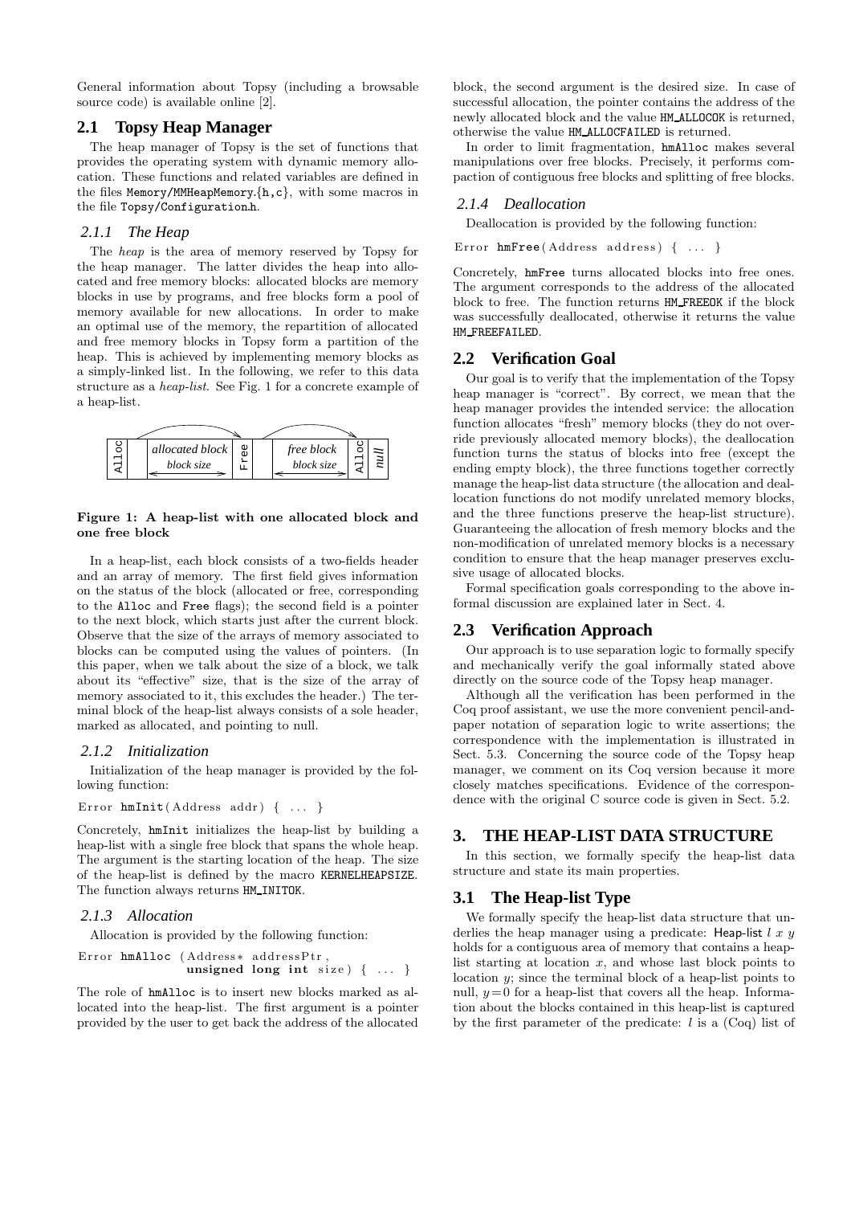General information about Topsy (including a browsable source code) is available online [2].

## 2.1 Topsy Heap Manager

The heap manager of Topsy is the set of functions that provides the operating system with dynamic memory allocation. These functions and related variables are defined in the files `Memory/MMHeapMemory.{h,c}`, with some macros in the file `Topsy/Configuration.h`.

### 2.1.1 The Heap

The *heap* is the area of memory reserved by Topsy for the heap manager. The latter divides the heap into allocated and free memory blocks: allocated blocks are memory blocks in use by programs, and free blocks form a pool of memory available for new allocations. In order to make an optimal use of the memory, the repartition of allocated and free memory blocks in Topsy form a partition of the heap. This is achieved by implementing memory blocks as a simply-linked list. In the following, we refer to this data structure as a *heap-list*. See Fig. 1 for a concrete example of a heap-list.

**Figure 1: A heap-list with one allocated block and one free block**

In a heap-list, each block consists of a two-fields header and an array of memory. The first field gives information on the status of the block (allocated or free, corresponding to the `Alloc` and `Free` flags); the second field is a pointer to the next block, which starts just after the current block. Observe that the size of the arrays of memory associated to blocks can be computed using the values of pointers. (In this paper, when we talk about the size of a block, we talk about its "effective" size, that is the size of the array of memory associated to it, this excludes the header.) The terminal block of the heap-list always consists of a sole header, marked as allocated, and pointing to null.

### 2.1.2 Initialization

Initialization of the heap manager is provided by the following function:

```
Error hmInit(Address addr) { ... }
```

Concretely, `hmInit` initializes the heap-list by building a heap-list with a single free block that spans the whole heap. The argument is the starting location of the heap. The size of the heap-list is defined by the macro `KERNELHEAPSIZE`. The function always returns `HM_INITOK`.

### 2.1.3 Allocation

Allocation is provided by the following function:

```
Error hmAlloc (Address* addressPtr,
               unsigned long int size) { ... }
```

The role of `hmAlloc` is to insert new blocks marked as allocated into the heap-list. The first argument is a pointer provided by the user to get back the address of the allocated block, the second argument is the desired size. In case of successful allocation, the pointer contains the address of the newly allocated block and the value `HM_ALLOCOK` is returned, otherwise the value `HM_ALLOCFAILED` is returned.

In order to limit fragmentation, `hmAlloc` makes several manipulations over free blocks. Precisely, it performs compaction of contiguous free blocks and splitting of free blocks.

### 2.1.4 Deallocation

Deallocation is provided by the following function:

```
Error hmFree(Address address) { ... }
```

Concretely, `hmFree` turns allocated blocks into free ones. The argument corresponds to the address of the allocated block to free. The function returns `HM_FREEOK` if the block was successfully deallocated, otherwise it returns the value `HM_FREEFAILED`.

## 2.2 Verification Goal

Our goal is to verify that the implementation of the Topsy heap manager is "correct". By correct, we mean that the heap manager provides the intended service: the allocation function allocates "fresh" memory blocks (they do not override previously allocated memory blocks), the deallocation function turns the status of blocks into free (except the ending empty block), the three functions together correctly manage the heap-list data structure (the allocation and deallocation functions do not modify unrelated memory blocks, and the three functions preserve the heap-list structure). Guaranteeing the allocation of fresh memory blocks and the non-modification of unrelated memory blocks is a necessary condition to ensure that the heap manager preserves exclusive usage of allocated blocks.

Formal specification goals corresponding to the above informal discussion are explained later in Sect. 4.

## 2.3 Verification Approach

Our approach is to use separation logic to formally specify and mechanically verify the goal informally stated above directly on the source code of the Topsy heap manager.

Although all the verification has been performed in the Coq proof assistant, we use the more convenient pencil-and-paper notation of separation logic to write assertions; the correspondence with the implementation is illustrated in Sect. 5.3. Concerning the source code of the Topsy heap manager, we comment on its Coq version because it more closely matches specifications. Evidence of the correspondence with the original C source code is given in Sect. 5.2.

# 3. THE HEAP-LIST DATA STRUCTURE

In this section, we formally specify the heap-list data structure and state its main properties.

## 3.1 The Heap-list Type

We formally specify the heap-list data structure that underlies the heap manager using a predicate: $\mathsf{Heap\text{-}list}\ l\ x\ y$ holds for a contiguous area of memory that contains a heap-list starting at location $x$, and whose last block points to location $y$; since the terminal block of a heap-list points to null, $y=0$ for a heap-list that covers all the heap. Information about the blocks contained in this heap-list is captured by the first parameter of the predicate: $l$ is a (Coq) list of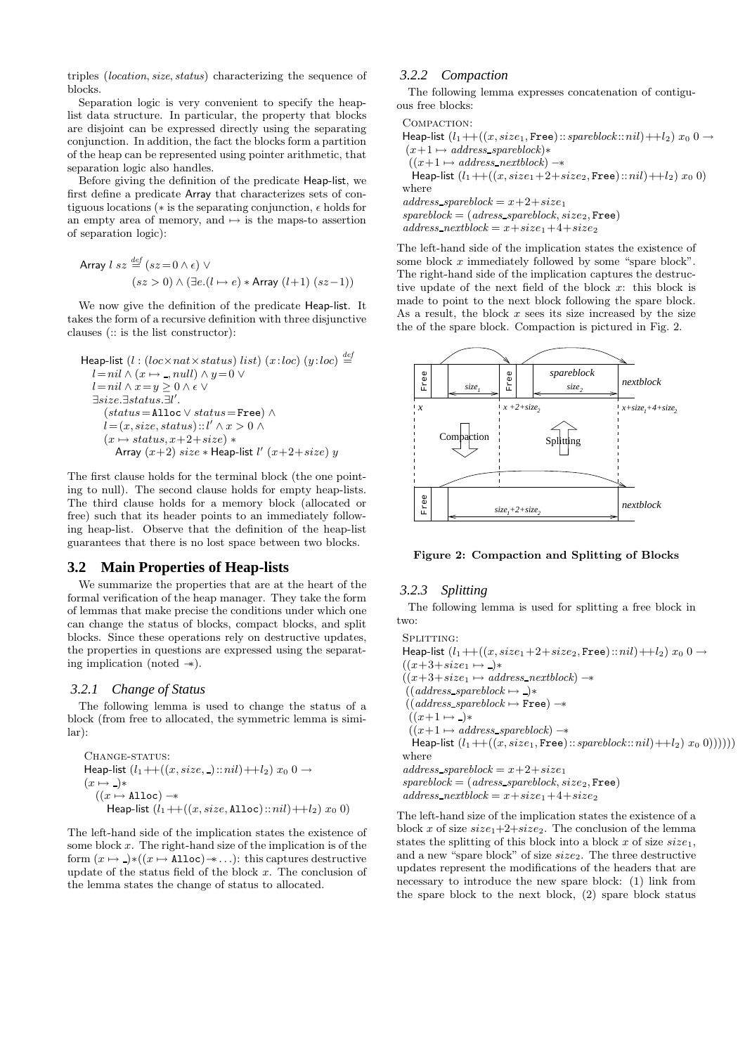triples (*location*, *size*, *status*) characterizing the sequence of blocks.

Separation logic is very convenient to specify the heap-list data structure. In particular, the property that blocks are disjoint can be expressed directly using the separating conjunction. In addition, the fact the blocks form a partition of the heap can be represented using pointer arithmetic, that separation logic also handles.

Before giving the definition of the predicate Heap-list, we first define a predicate Array that characterizes sets of contiguous locations ($*$ is the separating conjunction, $\epsilon$ holds for an empty area of memory, and $\mapsto$ is the maps-to assertion of separation logic):

$$\begin{aligned}\mathsf{Array}\ l\ sz \stackrel{def}{=} & (sz = 0 \wedge \epsilon) \vee \\ & (sz > 0) \wedge (\exists e.(l \mapsto e) * \mathsf{Array}\ (l{+}1)\ (sz{-}1))\end{aligned}$$

We now give the definition of the predicate Heap-list. It takes the form of a recursive definition with three disjunctive clauses (:: is the list constructor):

$$\begin{aligned}&\mathsf{Heap\text{-}list}\ (l : (loc \times nat \times status)\ list)\ (x : loc)\ (y : loc) \stackrel{def}{=} \\ &\quad l = nil \wedge (x \mapsto \_, null) \wedge y = 0 \vee \\ &\quad l = nil \wedge x = y \geq 0 \wedge \epsilon \vee \\ &\quad \exists size. \exists status. \exists l'. \\ &\qquad (status = \mathtt{Alloc} \vee status = \mathtt{Free}) \wedge \\ &\qquad l = (x, size, status) :: l' \wedge x > 0 \wedge \\ &\qquad (x \mapsto status, x{+}2{+}size) * \\ &\qquad\quad \mathsf{Array}\ (x{+}2)\ size * \mathsf{Heap\text{-}list}\ l'\ (x{+}2{+}size)\ y\end{aligned}$$

The first clause holds for the terminal block (the one pointing to null). The second clause holds for empty heap-lists. The third clause holds for a memory block (allocated or free) such that its header points to an immediately following heap-list. Observe that the definition of the heap-list guarantees that there is no lost space between two blocks.

## 3.2 Main Properties of Heap-lists

We summarize the properties that are at the heart of the formal verification of the heap manager. They take the form of lemmas that make precise the conditions under which one can change the status of blocks, compact blocks, and split blocks. Since these operations rely on destructive updates, the properties in questions are expressed using the separating implication (noted $-\!\!*$).

### 3.2.1 Change of Status

The following lemma is used to change the status of a block (from free to allocated, the symmetric lemma is similar):

Change-status:

$$\begin{aligned}&\mathsf{Heap\text{-}list}\ (l_1 +\!\!+ ((x, size, \_) :: nil) +\!\!+ l_2)\ x_0\ 0 \rightarrow \\ &(x \mapsto \_) * \\ &\quad ((x \mapsto \mathtt{Alloc})\ -\!\!* \\ &\qquad \mathsf{Heap\text{-}list}\ (l_1 +\!\!+ ((x, size, \mathtt{Alloc}) :: nil) +\!\!+ l_2)\ x_0\ 0)\end{aligned}$$

The left-hand side of the implication states the existence of some block $x$. The right-hand size of the implication is of the form $(x \mapsto \_) * ((x \mapsto \mathtt{Alloc}) -\!\!* \ldots)$: this captures destructive update of the status field of the block $x$. The conclusion of the lemma states the change of status to allocated.

### 3.2.2 Compaction

The following lemma expresses concatenation of contiguous free blocks:

Compaction:

$$\begin{aligned}&\mathsf{Heap\text{-}list}\ (l_1 +\!\!+ ((x, size_1, \mathtt{Free}) :: spareblock :: nil) +\!\!+ l_2)\ x_0\ 0 \rightarrow \\ &(x{+}1 \mapsto address\_spareblock) * \\ &\quad ((x{+}1 \mapsto address\_nextblock)\ -\!\!* \\ &\quad\ \mathsf{Heap\text{-}list}\ (l_1 +\!\!+ ((x, size_1{+}2{+}size_2, \mathtt{Free}) :: nil) +\!\!+ l_2)\ x_0\ 0) \\ &\text{where} \\ &address\_spareblock = x{+}2{+}size_1 \\ &spareblock = (adress\_spareblock, size_2, \mathtt{Free}) \\ &address\_nextblock = x{+}size_1{+}4{+}size_2\end{aligned}$$

The left-hand side of the implication states the existence of some block $x$ immediately followed by some "spare block". The right-hand side of the implication captures the destructive update of the next field of the block $x$: this block is made to point to the next block following the spare block. As a result, the block $x$ sees its size increased by the size the of the spare block. Compaction is pictured in Fig. 2.

**Figure 2: Compaction and Splitting of Blocks**

### 3.2.3 Splitting

The following lemma is used for splitting a free block in two:

Splitting:

$$\begin{aligned}&\mathsf{Heap\text{-}list}\ (l_1 +\!\!+ ((x, size_1{+}2{+}size_2, \mathtt{Free}) :: nil) +\!\!+ l_2)\ x_0\ 0 \rightarrow \\ &((x{+}3{+}size_1 \mapsto \_) * \\ &((x{+}3{+}size_1 \mapsto address\_nextblock)\ -\!\!* \\ &\ ((address\_spareblock \mapsto \_) * \\ &\ ((address\_spareblock \mapsto \mathtt{Free})\ -\!\!* \\ &\ \ ((x{+}1 \mapsto \_) * \\ &\ \ ((x{+}1 \mapsto address\_spareblock)\ -\!\!* \\ &\ \ \mathsf{Heap\text{-}list}\ (l_1 +\!\!+ ((x, size_1, \mathtt{Free}) :: spareblock :: nil) +\!\!+ l_2)\ x_0\ 0)))))) \\ &\text{where} \\ &address\_spareblock = x{+}2{+}size_1 \\ &spareblock = (adress\_spareblock, size_2, \mathtt{Free}) \\ &address\_nextblock = x{+}size_1{+}4{+}size_2\end{aligned}$$

The left-hand size of the implication states the existence of a block $x$ of size $size_1{+}2{+}size_2$. The conclusion of the lemma states the splitting of this block into a block $x$ of size $size_1$, and a new "spare block" of size $size_2$. The three destructive updates represent the modifications of the headers that are necessary to introduce the new spare block: (1) link from the spare block to the next block, (2) spare block status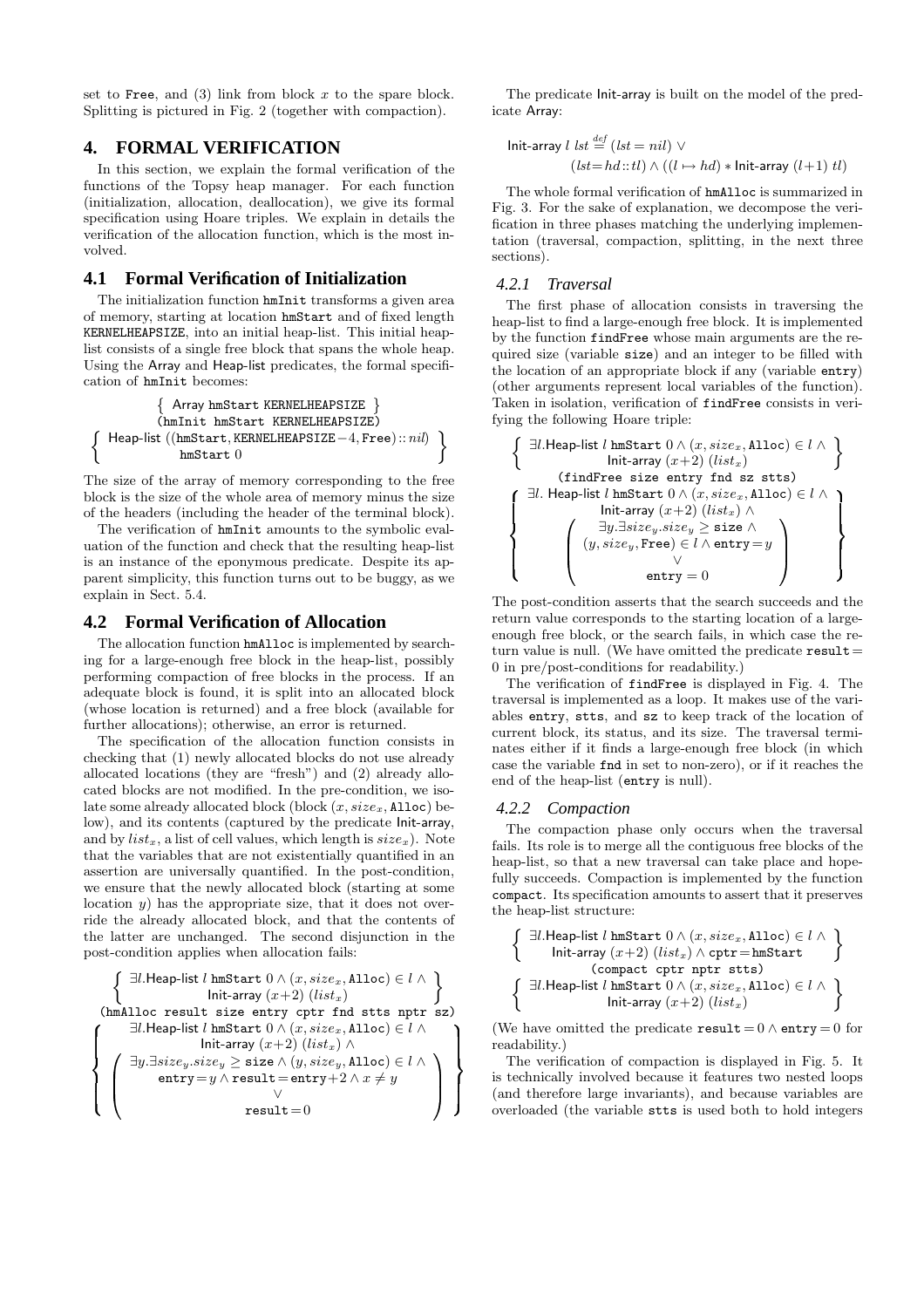set to Free, and (3) link from block $x$ to the spare block. Splitting is pictured in Fig. 2 (together with compaction).

# 4. FORMAL VERIFICATION

In this section, we explain the formal verification of the functions of the Topsy heap manager. For each function (initialization, allocation, deallocation), we give its formal specification using Hoare triples. We explain in details the verification of the allocation function, which is the most involved.

## 4.1 Formal Verification of Initialization

The initialization function hmInit transforms a given area of memory, starting at location hmStart and of fixed length KERNELHEAPSIZE, into an initial heap-list. This initial heap-list consists of a single free block that spans the whole heap. Using the Array and Heap-list predicates, the formal specification of hmInit becomes:

$$\{\ \mathsf{Array}\ \texttt{hmStart}\ \texttt{KERNELHEAPSIZE}\ \}$$
```
(hmInit hmStart KERNELHEAPSIZE)
```
$$\left\{\ \mathsf{Heap\text{-}list}\ ((\texttt{hmStart}, \texttt{KERNELHEAPSIZE}-4, \texttt{Free}) :: nil)\ \texttt{hmStart}\ 0\ \right\}$$

The size of the array of memory corresponding to the free block is the size of the whole area of memory minus the size of the headers (including the header of the terminal block).

The verification of hmInit amounts to the symbolic evaluation of the function and check that the resulting heap-list is an instance of the eponymous predicate. Despite its apparent simplicity, this function turns out to be buggy, as we explain in Sect. 5.4.

## 4.2 Formal Verification of Allocation

The allocation function hmAlloc is implemented by searching for a large-enough free block in the heap-list, possibly performing compaction of free blocks in the process. If an adequate block is found, it is split into an allocated block (whose location is returned) and a free block (available for further allocations); otherwise, an error is returned.

The specification of the allocation function consists in checking that (1) newly allocated blocks do not use already allocated locations (they are "fresh") and (2) already allocated blocks are not modified. In the pre-condition, we isolate some already allocated block (block $(x, size_x, \texttt{Alloc})$ below), and its contents (captured by the predicate Init-array, and by $list_x$, a list of cell values, which length is $size_x$). Note that the variables that are not existentially quantified in an assertion are universally quantified. In the post-condition, we ensure that the newly allocated block (starting at some location $y$) has the appropriate size, that it does not override the already allocated block, and that the contents of the latter are unchanged. The second disjunction in the post-condition applies when allocation fails:

$$\left\{\begin{array}{c}\exists l.\mathsf{Heap\text{-}list}\ l\ \texttt{hmStart}\ 0 \wedge (x, size_x, \texttt{Alloc}) \in l\ \wedge \\ \mathsf{Init\text{-}array}\ (x{+}2)\ (list_x)\end{array}\right\}$$
```
(hmAlloc result size entry cptr fnd stts nptr sz)
```
$$\left\{\begin{array}{c}\exists l.\mathsf{Heap\text{-}list}\ l\ \texttt{hmStart}\ 0 \wedge (x, size_x, \texttt{Alloc}) \in l\ \wedge \\ \mathsf{Init\text{-}array}\ (x{+}2)\ (list_x)\ \wedge \\ \left(\begin{array}{c}\exists y.\exists size_y.size_y \geq \texttt{size} \wedge (y, size_y, \texttt{Alloc}) \in l\ \wedge \\ \texttt{entry} = y \wedge \texttt{result} = \texttt{entry}{+}2 \wedge x \neq y \\ \vee \\ \texttt{result} = 0\end{array}\right)\end{array}\right\}$$

The predicate Init-array is built on the model of the predicate Array:

$$\mathsf{Init\text{-}array}\ l\ lst \stackrel{def}{=} (lst = nil)\ \vee$$
$$(lst{=}hd{::}tl) \wedge ((l \mapsto hd) * \mathsf{Init\text{-}array}\ (l{+}1)\ tl)$$

The whole formal verification of hmAlloc is summarized in Fig. 3. For the sake of explanation, we decompose the verification in three phases matching the underlying implementation (traversal, compaction, splitting, in the next three sections).

### 4.2.1 Traversal

The first phase of allocation consists in traversing the heap-list to find a large-enough free block. It is implemented by the function findFree whose main arguments are the required size (variable size) and an integer to be filled with the location of an appropriate block if any (variable entry) (other arguments represent local variables of the function). Taken in isolation, verification of findFree consists in verifying the following Hoare triple:

$$\left\{\begin{array}{c}\exists l.\mathsf{Heap\text{-}list}\ l\ \texttt{hmStart}\ 0 \wedge (x, size_x, \texttt{Alloc}) \in l\ \wedge \\ \mathsf{Init\text{-}array}\ (x{+}2)\ (list_x)\end{array}\right\}$$
```
(findFree size entry fnd sz stts)
```
$$\left\{\begin{array}{c}\exists l.\ \mathsf{Heap\text{-}list}\ l\ \texttt{hmStart}\ 0 \wedge (x, size_x, \texttt{Alloc}) \in l\ \wedge \\ \mathsf{Init\text{-}array}\ (x{+}2)\ (list_x)\ \wedge \\ \left(\begin{array}{c}\exists y.\exists size_y.size_y \geq \texttt{size}\ \wedge \\ (y, size_y, \texttt{Free}) \in l \wedge \texttt{entry} = y \\ \vee \\ \texttt{entry} = 0\end{array}\right)\end{array}\right\}$$

The post-condition asserts that the search succeeds and the return value corresponds to the starting location of a large-enough free block, or the search fails, in which case the return value is null. (We have omitted the predicate $\texttt{result} = 0$ in pre/post-conditions for readability.)

The verification of findFree is displayed in Fig. 4. The traversal is implemented as a loop. It makes use of the variables entry, stts, and sz to keep track of the location of current block, its status, and its size. The traversal terminates either if it finds a large-enough free block (in which case the variable fnd in set to non-zero), or if it reaches the end of the heap-list (entry is null).

### 4.2.2 Compaction

The compaction phase only occurs when the traversal fails. Its role is to merge all the contiguous free blocks of the heap-list, so that a new traversal can take place and hopefully succeeds. Compaction is implemented by the function compact. Its specification amounts to assert that it preserves the heap-list structure:

$$\left\{\begin{array}{c}\exists l.\mathsf{Heap\text{-}list}\ l\ \texttt{hmStart}\ 0 \wedge (x, size_x, \texttt{Alloc}) \in l\ \wedge \\ \mathsf{Init\text{-}array}\ (x{+}2)\ (list_x) \wedge \texttt{cptr} = \texttt{hmStart}\end{array}\right\}$$
```
(compact cptr nptr stts)
```
$$\left\{\begin{array}{c}\exists l.\mathsf{Heap\text{-}list}\ l\ \texttt{hmStart}\ 0 \wedge (x, size_x, \texttt{Alloc}) \in l\ \wedge \\ \mathsf{Init\text{-}array}\ (x{+}2)\ (list_x)\end{array}\right\}$$

(We have omitted the predicate $\texttt{result} = 0 \wedge \texttt{entry} = 0$ for readability.)

The verification of compaction is displayed in Fig. 5. It is technically involved because it features two nested loops (and therefore large invariants), and because variables are overloaded (the variable stts is used both to hold integers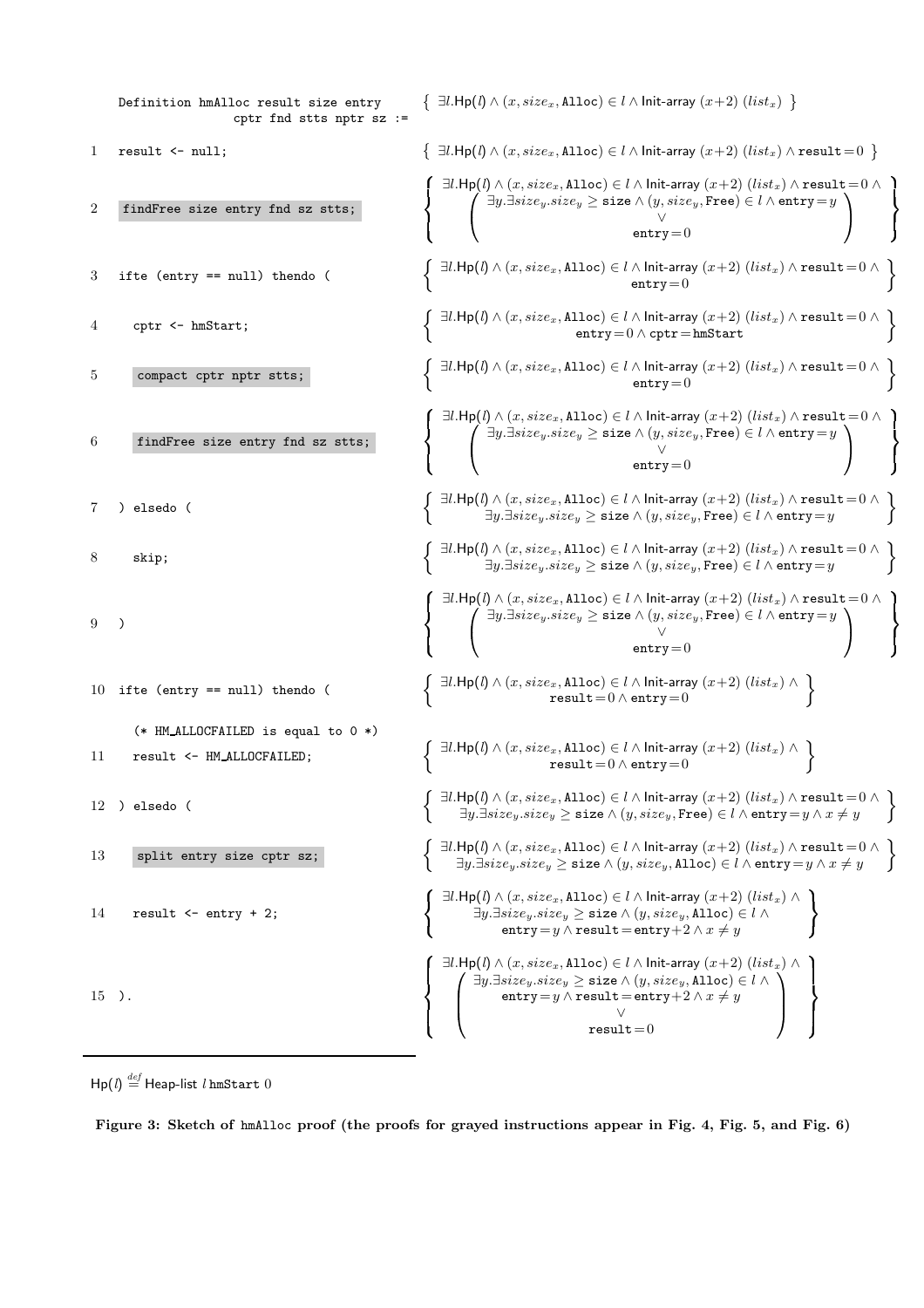| | Code | Assertion |
|---|---|---|
| | `Definition hmAlloc result size entry cptr fnd stts nptr sz :=` | $\{\ \exists l.\mathsf{Hp}(l) \wedge (x, size_x, \texttt{Alloc}) \in l \wedge \mathsf{Init\text{-}array}\ (x{+}2)\ (list_x)\ \}$ |
| 1 | `result <- null;` | $\{\ \exists l.\mathsf{Hp}(l) \wedge (x, size_x, \texttt{Alloc}) \in l \wedge \mathsf{Init\text{-}array}\ (x{+}2)\ (list_x) \wedge \texttt{result}=0\ \}$ |
| 2 | `findFree size entry fnd sz stts;` | $\left\{ \begin{array}{c} \exists l.\mathsf{Hp}(l) \wedge (x, size_x, \texttt{Alloc}) \in l \wedge \mathsf{Init\text{-}array}\ (x{+}2)\ (list_x) \wedge \texttt{result}=0 \wedge \\ \left( \begin{array}{c} \exists y.\exists size_y.size_y \geq \texttt{size} \wedge (y, size_y, \texttt{Free}) \in l \wedge \texttt{entry}=y \\ \vee \\ \texttt{entry}=0 \end{array} \right) \end{array} \right\}$ |
| 3 | `ifte (entry == null) thendo (` | $\left\{ \begin{array}{c} \exists l.\mathsf{Hp}(l) \wedge (x, size_x, \texttt{Alloc}) \in l \wedge \mathsf{Init\text{-}array}\ (x{+}2)\ (list_x) \wedge \texttt{result}=0 \wedge \\ \texttt{entry}=0 \end{array} \right\}$ |
| 4 | `  cptr <- hmStart;` | $\left\{ \begin{array}{c} \exists l.\mathsf{Hp}(l) \wedge (x, size_x, \texttt{Alloc}) \in l \wedge \mathsf{Init\text{-}array}\ (x{+}2)\ (list_x) \wedge \texttt{result}=0 \wedge \\ \texttt{entry}=0 \wedge \texttt{cptr}=\texttt{hmStart} \end{array} \right\}$ |
| 5 | `  compact cptr nptr stts;` | $\left\{ \begin{array}{c} \exists l.\mathsf{Hp}(l) \wedge (x, size_x, \texttt{Alloc}) \in l \wedge \mathsf{Init\text{-}array}\ (x{+}2)\ (list_x) \wedge \texttt{result}=0 \wedge \\ \texttt{entry}=0 \end{array} \right\}$ |
| 6 | `  findFree size entry fnd sz stts;` | $\left\{ \begin{array}{c} \exists l.\mathsf{Hp}(l) \wedge (x, size_x, \texttt{Alloc}) \in l \wedge \mathsf{Init\text{-}array}\ (x{+}2)\ (list_x) \wedge \texttt{result}=0 \wedge \\ \left( \begin{array}{c} \exists y.\exists size_y.size_y \geq \texttt{size} \wedge (y, size_y, \texttt{Free}) \in l \wedge \texttt{entry}=y \\ \vee \\ \texttt{entry}=0 \end{array} \right) \end{array} \right\}$ |
| 7 | `) elsedo (` | $\left\{ \begin{array}{c} \exists l.\mathsf{Hp}(l) \wedge (x, size_x, \texttt{Alloc}) \in l \wedge \mathsf{Init\text{-}array}\ (x{+}2)\ (list_x) \wedge \texttt{result}=0 \wedge \\ \exists y.\exists size_y.size_y \geq \texttt{size} \wedge (y, size_y, \texttt{Free}) \in l \wedge \texttt{entry}=y \end{array} \right\}$ |
| 8 | `  skip;` | $\left\{ \begin{array}{c} \exists l.\mathsf{Hp}(l) \wedge (x, size_x, \texttt{Alloc}) \in l \wedge \mathsf{Init\text{-}array}\ (x{+}2)\ (list_x) \wedge \texttt{result}=0 \wedge \\ \exists y.\exists size_y.size_y \geq \texttt{size} \wedge (y, size_y, \texttt{Free}) \in l \wedge \texttt{entry}=y \end{array} \right\}$ |
| 9 | `)` | $\left\{ \begin{array}{c} \exists l.\mathsf{Hp}(l) \wedge (x, size_x, \texttt{Alloc}) \in l \wedge \mathsf{Init\text{-}array}\ (x{+}2)\ (list_x) \wedge \texttt{result}=0 \wedge \\ \left( \begin{array}{c} \exists y.\exists size_y.size_y \geq \texttt{size} \wedge (y, size_y, \texttt{Free}) \in l \wedge \texttt{entry}=y \\ \vee \\ \texttt{entry}=0 \end{array} \right) \end{array} \right\}$ |
| 10 | `ifte (entry == null) thendo (` | $\left\{ \begin{array}{c} \exists l.\mathsf{Hp}(l) \wedge (x, size_x, \texttt{Alloc}) \in l \wedge \mathsf{Init\text{-}array}\ (x{+}2)\ (list_x) \wedge \\ \texttt{result}=0 \wedge \texttt{entry}=0 \end{array} \right\}$ |
| 11 | `  (* HM_ALLOCFAILED is equal to 0 *)`<br>`  result <- HM_ALLOCFAILED;` | $\left\{ \begin{array}{c} \exists l.\mathsf{Hp}(l) \wedge (x, size_x, \texttt{Alloc}) \in l \wedge \mathsf{Init\text{-}array}\ (x{+}2)\ (list_x) \wedge \\ \texttt{result}=0 \wedge \texttt{entry}=0 \end{array} \right\}$ |
| 12 | `) elsedo (` | $\left\{ \begin{array}{c} \exists l.\mathsf{Hp}(l) \wedge (x, size_x, \texttt{Alloc}) \in l \wedge \mathsf{Init\text{-}array}\ (x{+}2)\ (list_x) \wedge \texttt{result}=0 \wedge \\ \exists y.\exists size_y.size_y \geq \texttt{size} \wedge (y, size_y, \texttt{Free}) \in l \wedge \texttt{entry}=y \wedge x \neq y \end{array} \right\}$ |
| 13 | `  split entry size cptr sz;` | $\left\{ \begin{array}{c} \exists l.\mathsf{Hp}(l) \wedge (x, size_x, \texttt{Alloc}) \in l \wedge \mathsf{Init\text{-}array}\ (x{+}2)\ (list_x) \wedge \texttt{result}=0 \wedge \\ \exists y.\exists size_y.size_y \geq \texttt{size} \wedge (y, size_y, \texttt{Alloc}) \in l \wedge \texttt{entry}=y \wedge x \neq y \end{array} \right\}$ |
| 14 | `  result <- entry + 2;` | $\left\{ \begin{array}{c} \exists l.\mathsf{Hp}(l) \wedge (x, size_x, \texttt{Alloc}) \in l \wedge \mathsf{Init\text{-}array}\ (x{+}2)\ (list_x) \wedge \\ \exists y.\exists size_y.size_y \geq \texttt{size} \wedge (y, size_y, \texttt{Alloc}) \in l \wedge \\ \texttt{entry}=y \wedge \texttt{result}=\texttt{entry}{+}2 \wedge x \neq y \end{array} \right\}$ |
| 15 | `).` | $\left\{ \begin{array}{c} \exists l.\mathsf{Hp}(l) \wedge (x, size_x, \texttt{Alloc}) \in l \wedge \mathsf{Init\text{-}array}\ (x{+}2)\ (list_x) \wedge \\ \left( \begin{array}{c} \exists y.\exists size_y.size_y \geq \texttt{size} \wedge (y, size_y, \texttt{Alloc}) \in l \wedge \\ \texttt{entry}=y \wedge \texttt{result}=\texttt{entry}{+}2 \wedge x \neq y \\ \vee \\ \texttt{result}=0 \end{array} \right) \end{array} \right\}$ |

---

$\mathsf{Hp}(l) \stackrel{def}{=} \mathsf{Heap\text{-}list}\ l\ \mathsf{hmStart}\ 0$

**Figure 3: Sketch of `hmAlloc` proof (the proofs for grayed instructions appear in Fig. 4, Fig. 5, and Fig. 6)**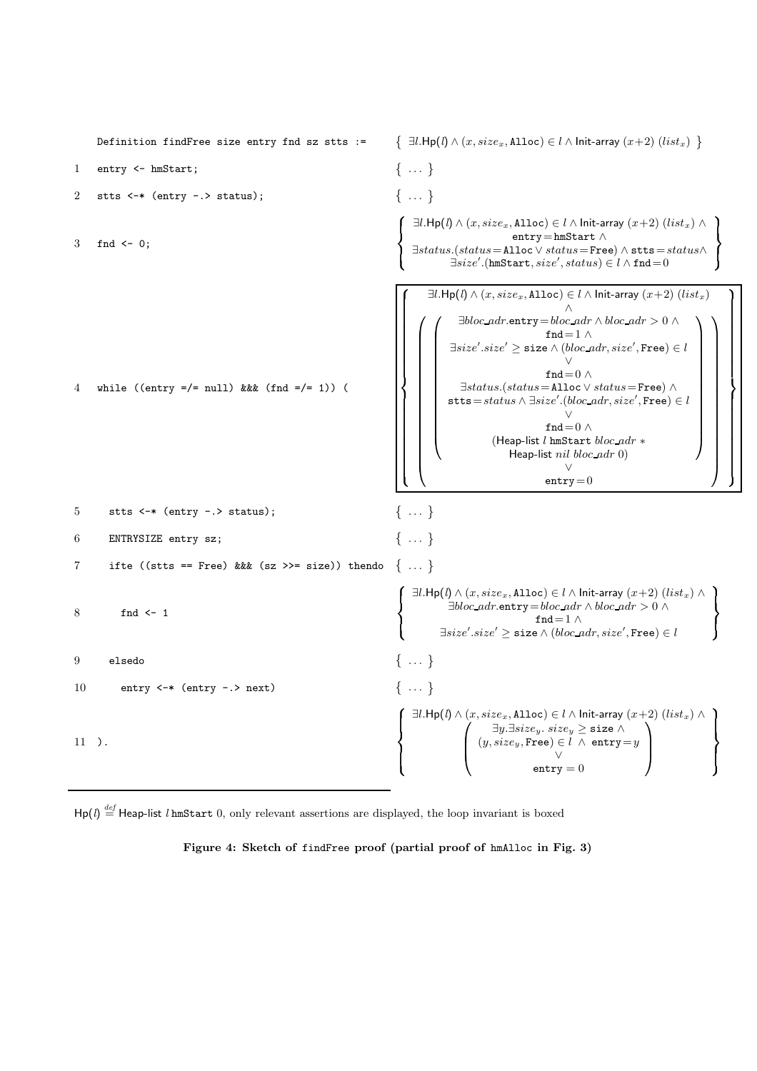| | Code | Assertion |
|---|---|---|
| | `Definition findFree size entry fnd sz stts :=` | $\{\ \exists l.\mathsf{Hp}(l) \wedge (x, size_x, \mathtt{Alloc}) \in l \wedge \mathsf{Init\text{-}array}\ (x{+}2)\ (list_x)\ \}$ |
| 1 | `entry <- hmStart;` | $\{\ \ldots\ \}$ |
| 2 | `stts <-* (entry -.> status);` | $\{\ \ldots\ \}$ |
| 3 | `fnd <- 0;` | $\left\{ \begin{array}{c} \exists l.\mathsf{Hp}(l) \wedge (x, size_x, \mathtt{Alloc}) \in l \wedge \mathsf{Init\text{-}array}\ (x{+}2)\ (list_x) \wedge \\ \mathtt{entry}{=}\mathtt{hmStart} \wedge \\ \exists status.(status{=}\mathtt{Alloc} \vee status{=}\mathtt{Free}) \wedge \mathtt{stts}{=}status \wedge \\ \exists size'.(\mathtt{hmStart}, size', status) \in l \wedge \mathtt{fnd}{=}0 \end{array} \right\}$ |
| 4 | `while ((entry =/= null) &&& (fnd =/= 1)) (` | $\boxed{\left\{ \begin{array}{c} \exists l.\mathsf{Hp}(l) \wedge (x, size_x, \mathtt{Alloc}) \in l \wedge \mathsf{Init\text{-}array}\ (x{+}2)\ (list_x) \\ \wedge \\ \left( \left( \begin{array}{c} \exists bloc\_adr.\mathtt{entry}{=}bloc\_adr \wedge bloc\_adr > 0 \wedge \\ \mathtt{fnd}{=}1 \wedge \\ \exists size'.size' \geq \mathtt{size} \wedge (bloc\_adr, size', \mathtt{Free}) \in l \\ \vee \\ \mathtt{fnd}{=}0 \wedge \\ \exists status.(status{=}\mathtt{Alloc} \vee status{=}\mathtt{Free}) \wedge \\ \mathtt{stts}{=}status \wedge \exists size'.(bloc\_adr, size', \mathtt{Free}) \in l \\ \vee \\ \mathtt{fnd}{=}0 \wedge \\ (\mathsf{Heap\text{-}list}\ l\ \mathtt{hmStart}\ bloc\_adr\ * \\ \mathsf{Heap\text{-}list}\ nil\ bloc\_adr\ 0) \end{array} \right) \\ \vee \\ \mathtt{entry}{=}0 \end{array} \right) \end{array} \right\}}$ |
| 5 | `stts <-* (entry -.> status);` | $\{\ \ldots\ \}$ |
| 6 | `ENTRYSIZE entry sz;` | $\{\ \ldots\ \}$ |
| 7 | `ifte ((stts == Free) &&& (sz >>= size)) thendo` | $\{\ \ldots\ \}$ |
| 8 | `fnd <- 1` | $\left\{ \begin{array}{c} \exists l.\mathsf{Hp}(l) \wedge (x, size_x, \mathtt{Alloc}) \in l \wedge \mathsf{Init\text{-}array}\ (x{+}2)\ (list_x) \wedge \\ \exists bloc\_adr.\mathtt{entry}{=}bloc\_adr \wedge bloc\_adr > 0 \wedge \\ \mathtt{fnd}{=}1 \wedge \\ \exists size'.size' \geq \mathtt{size} \wedge (bloc\_adr, size', \mathtt{Free}) \in l \end{array} \right\}$ |
| 9 | `elsedo` | $\{\ \ldots\ \}$ |
| 10 | `entry <-* (entry -.> next)` | $\{\ \ldots\ \}$ |
| 11 | `).` | $\left\{ \begin{array}{c} \exists l.\mathsf{Hp}(l) \wedge (x, size_x, \mathtt{Alloc}) \in l \wedge \mathsf{Init\text{-}array}\ (x{+}2)\ (list_x) \wedge \\ \left( \begin{array}{c} \exists y.\exists size_y.\ size_y \geq \mathtt{size} \wedge \\ (y, size_y, \mathtt{Free}) \in l\ \wedge\ \mathtt{entry}{=}y \\ \vee \\ \mathtt{entry} = 0 \end{array} \right) \end{array} \right\}$ |

$\mathsf{Hp}(l) \stackrel{def}{=} \mathsf{Heap\text{-}list}\ l\ \mathtt{hmStart}\ 0$, only relevant assertions are displayed, the loop invariant is boxed

**Figure 4: Sketch of `findFree` proof (partial proof of `hmAlloc` in Fig. 3)**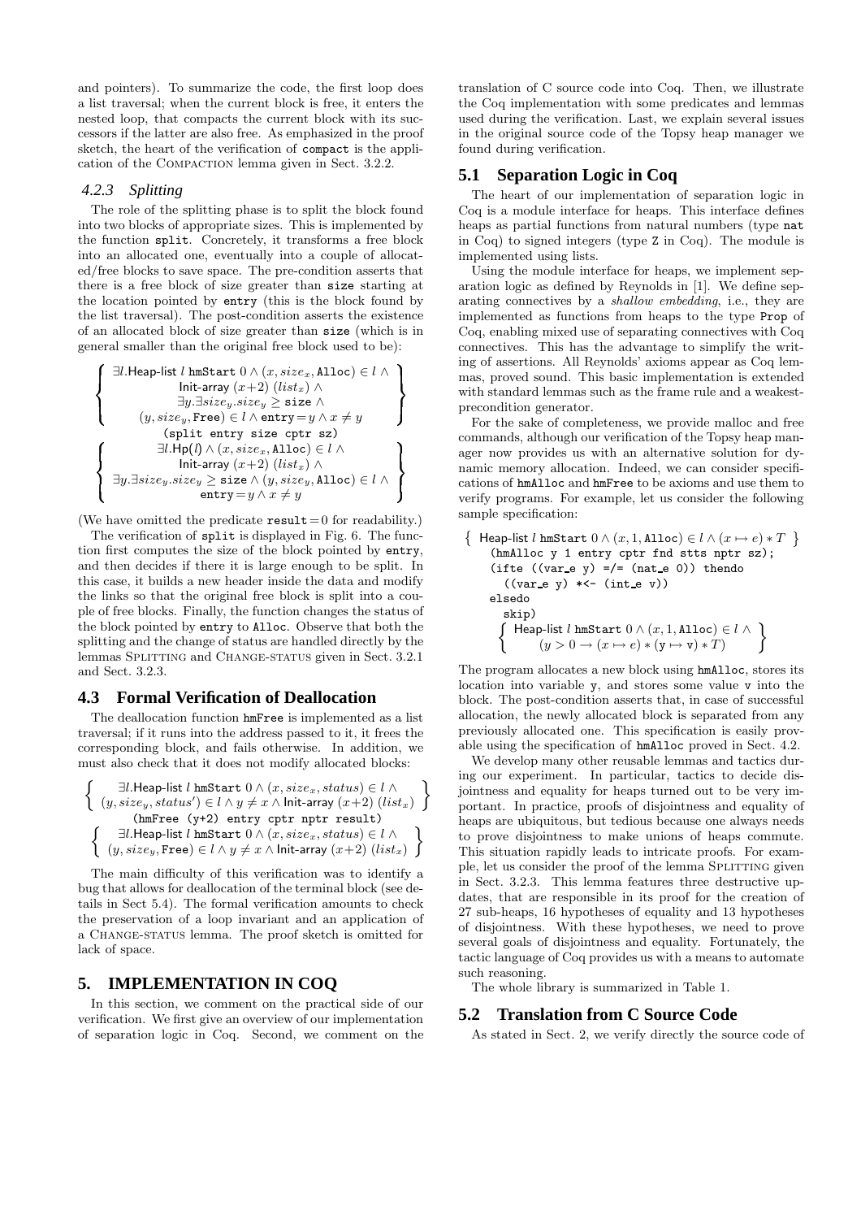and pointers). To summarize the code, the first loop does a list traversal; when the current block is free, it enters the nested loop, that compacts the current block with its successors if the latter are also free. As emphasized in the proof sketch, the heart of the verification of `compact` is the application of the COMPACTION lemma given in Sect. 3.2.2.

#### 4.2.3 Splitting

The role of the splitting phase is to split the block found into two blocks of appropriate sizes. This is implemented by the function `split`. Concretely, it transforms a free block into an allocated one, eventually into a couple of allocated/free blocks to save space. The pre-condition asserts that there is a free block of size greater than `size` starting at the location pointed by `entry` (this is the block found by the list traversal). The post-condition asserts the existence of an allocated block of size greater than `size` (which is in general smaller than the original free block used to be):

$$\left\{\begin{array}{c}\exists l.\mathsf{Heap\text{-}list}\ l\ \mathtt{hmStart}\ 0 \wedge (x, size_x, \mathtt{Alloc}) \in l \wedge \\ \mathsf{Init\text{-}array}\ (x{+}2)\ (list_x) \wedge \\ \exists y.\exists size_y.size_y \geq \mathtt{size} \wedge \\ (y, size_y, \mathtt{Free}) \in l \wedge \mathtt{entry}{=}y \wedge x \neq y\end{array}\right\}$$

```
(split entry size cptr sz)
```

$$\left\{\begin{array}{c}\exists l.\mathsf{Hp}(l) \wedge (x, size_x, \mathtt{Alloc}) \in l \wedge \\ \mathsf{Init\text{-}array}\ (x{+}2)\ (list_x) \wedge \\ \exists y.\exists size_y.size_y \geq \mathtt{size} \wedge (y, size_y, \mathtt{Alloc}) \in l \wedge \\ \mathtt{entry}{=}y \wedge x \neq y\end{array}\right\}$$

(We have omitted the predicate $\mathtt{result}=0$ for readability.)

The verification of `split` is displayed in Fig. 6. The function first computes the size of the block pointed by `entry`, and then decides if there it is large enough to be split. In this case, it builds a new header inside the data and modify the links so that the original free block is split into a couple of free blocks. Finally, the function changes the status of the block pointed by `entry` to `Alloc`. Observe that both the splitting and the change of status are handled directly by the lemmas SPLITTING and CHANGE-STATUS given in Sect. 3.2.1 and Sect. 3.2.3.

### 4.3 Formal Verification of Deallocation

The deallocation function `hmFree` is implemented as a list traversal; if it runs into the address passed to it, it frees the corresponding block, and fails otherwise. In addition, we must also check that it does not modify allocated blocks:

$$\left\{\begin{array}{c}\exists l.\mathsf{Heap\text{-}list}\ l\ \mathtt{hmStart}\ 0 \wedge (x, size_x, status) \in l \wedge \\ (y, size_y, status') \in l \wedge y \neq x \wedge \mathsf{Init\text{-}array}\ (x{+}2)\ (list_x)\end{array}\right\}$$

```
(hmFree (y+2) entry cptr nptr result)
```

$$\left\{\begin{array}{c}\exists l.\mathsf{Heap\text{-}list}\ l\ \mathtt{hmStart}\ 0 \wedge (x, size_x, status) \in l \wedge \\ (y, size_y, \mathtt{Free}) \in l \wedge y \neq x \wedge \mathsf{Init\text{-}array}\ (x{+}2)\ (list_x)\end{array}\right\}$$

The main difficulty of this verification was to identify a bug that allows for deallocation of the terminal block (see details in Sect 5.4). The formal verification amounts to check the preservation of a loop invariant and an application of a CHANGE-STATUS lemma. The proof sketch is omitted for lack of space.

## 5. IMPLEMENTATION IN COQ

In this section, we comment on the practical side of our verification. We first give an overview of our implementation of separation logic in Coq. Second, we comment on the translation of C source code into Coq. Then, we illustrate the Coq implementation with some predicates and lemmas used during the verification. Last, we explain several issues in the original source code of the Topsy heap manager we found during verification.

### 5.1 Separation Logic in Coq

The heart of our implementation of separation logic in Coq is a module interface for heaps. This interface defines heaps as partial functions from natural numbers (type `nat` in Coq) to signed integers (type `Z` in Coq). The module is implemented using lists.

Using the module interface for heaps, we implement separation logic as defined by Reynolds in [1]. We define separating connectives by a *shallow embedding*, i.e., they are implemented as functions from heaps to the type `Prop` of Coq, enabling mixed use of separating connectives with Coq connectives. This has the advantage to simplify the writing of assertions. All Reynolds' axioms appear as Coq lemmas, proved sound. This basic implementation is extended with standard lemmas such as the frame rule and a weakest-precondition generator.

For the sake of completeness, we provide malloc and free commands, although our verification of the Topsy heap manager now provides us with an alternative solution for dynamic memory allocation. Indeed, we can consider specifications of `hmAlloc` and `hmFree` to be axioms and use them to verify programs. For example, let us consider the following sample specification:

$$\{\ \mathsf{Heap\text{-}list}\ l\ \mathtt{hmStart}\ 0 \wedge (x, 1, \mathtt{Alloc}) \in l \wedge (x \mapsto e) * T\ \}$$

```
(hmAlloc y 1 entry cptr fnd stts nptr sz);
(ifte ((var_e y) =/= (nat_e 0)) thendo
  ((var_e y) *<- (int_e v))
elsedo
  skip)
```

$$\left\{\begin{array}{c}\mathsf{Heap\text{-}list}\ l\ \mathtt{hmStart}\ 0 \wedge (x, 1, \mathtt{Alloc}) \in l \wedge \\ (y > 0 \rightarrow (x \mapsto e) * (\mathtt{y} \mapsto \mathtt{v}) * T)\end{array}\right\}$$

The program allocates a new block using `hmAlloc`, stores its location into variable `y`, and stores some value `v` into the block. The post-condition asserts that, in case of successful allocation, the newly allocated block is separated from any previously allocated one. This specification is easily provable using the specification of `hmAlloc` proved in Sect. 4.2.

We develop many other reusable lemmas and tactics during our experiment. In particular, tactics to decide disjointness and equality for heaps turned out to be very important. In practice, proofs of disjointness and equality of heaps are ubiquitous, but tedious because one always needs to prove disjointness to make unions of heaps commute. This situation rapidly leads to intricate proofs. For example, let us consider the proof of the lemma SPLITTING given in Sect. 3.2.3. This lemma features three destructive updates, that are responsible in its proof for the creation of 27 sub-heaps, 16 hypotheses of equality and 13 hypotheses of disjointness. With these hypotheses, we need to prove several goals of disjointness and equality. Fortunately, the tactic language of Coq provides us with a means to automate such reasoning.

The whole library is summarized in Table 1.

### 5.2 Translation from C Source Code

As stated in Sect. 2, we verify directly the source code of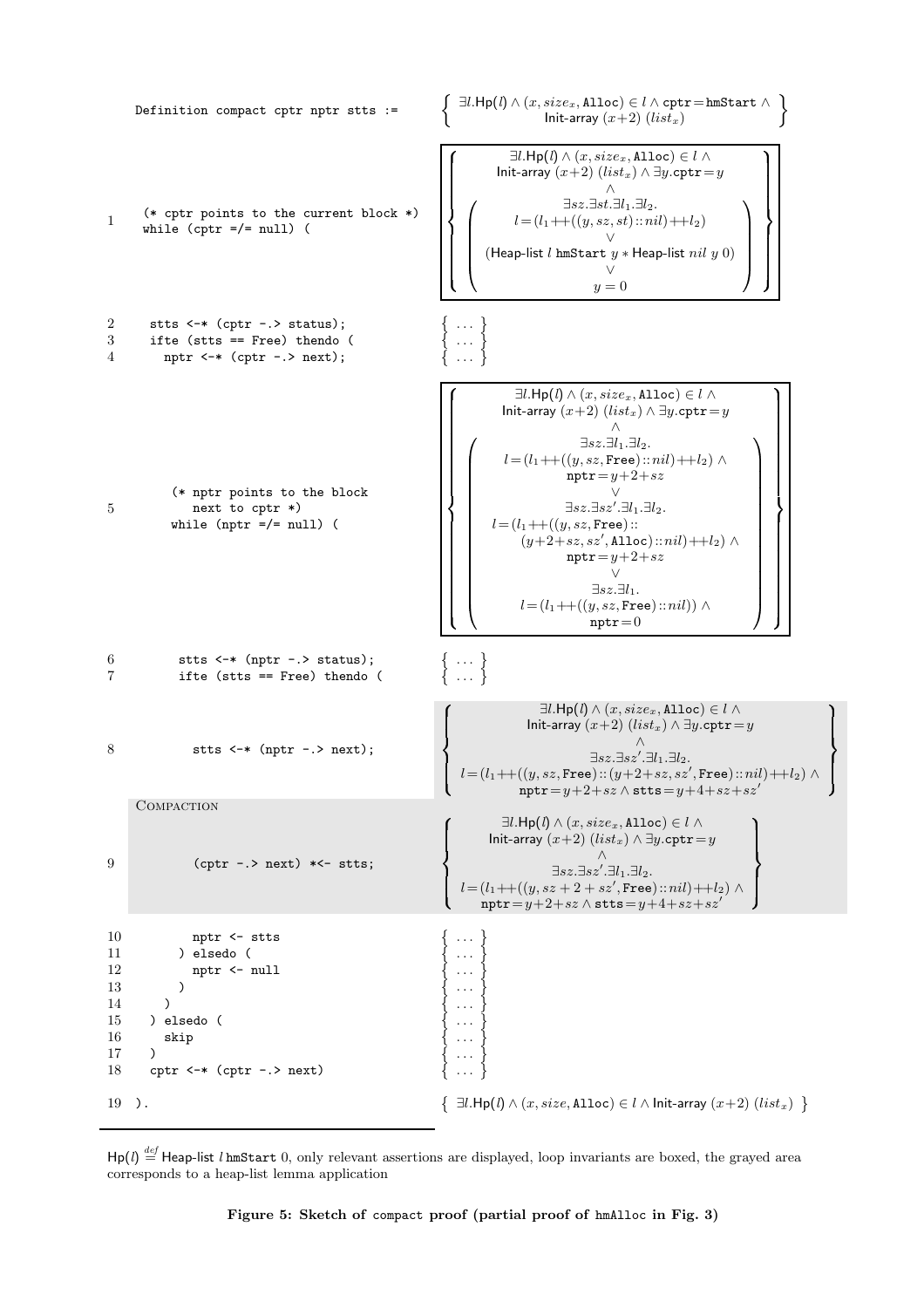```
Definition compact cptr nptr stts :=
```

$$\left\{ \begin{array}{c} \exists l.\mathsf{Hp}(l) \wedge (x, size_x, \texttt{Alloc}) \in l \wedge \texttt{cptr} = \texttt{hmStart} \wedge \\ \text{Init-array } (x+2)\ (list_x) \end{array} \right\}$$

```
1   (* cptr points to the current block *)
    while (cptr =/= null) (
```

$$\left\{ \begin{array}{c} \exists l.\mathsf{Hp}(l) \wedge (x, size_x, \texttt{Alloc}) \in l \wedge \\ \text{Init-array } (x+2)\ (list_x) \wedge \exists y.\texttt{cptr} = y \\ \wedge \\ \left( \begin{array}{c} \exists sz.\exists st.\exists l_1.\exists l_2. \\ l = (l_1 +\!\!+ ((y, sz, st) :: nil) +\!\!+ l_2) \\ \vee \\ (\text{Heap-list } l \ \texttt{hmStart}\ y * \text{Heap-list } nil\ y\ 0) \\ \vee \\ y = 0 \end{array} \right) \end{array} \right\}$$

```
2    stts <-* (cptr -.> status);          { ... }
3    ifte (stts == Free) thendo (         { ... }
4      nptr <-* (cptr -.> next);          { ... }
```

```
       (* nptr points to the block
5         next to cptr *)
       while (nptr =/= null) (
```

$$\left\{ \begin{array}{c} \exists l.\mathsf{Hp}(l) \wedge (x, size_x, \texttt{Alloc}) \in l \wedge \\ \text{Init-array } (x+2)\ (list_x) \wedge \exists y.\texttt{cptr} = y \\ \wedge \\ \left( \begin{array}{c} \exists sz.\exists l_1.\exists l_2. \\ l = (l_1 +\!\!+ ((y, sz, \texttt{Free}) :: nil) +\!\!+ l_2) \wedge \\ \texttt{nptr} = y+2+sz \\ \vee \\ \exists sz.\exists sz'.\exists l_1.\exists l_2. \\ l = (l_1 +\!\!+ ((y, sz, \texttt{Free}) :: \\ (y+2+sz, sz', \texttt{Alloc}) :: nil) +\!\!+ l_2) \wedge \\ \texttt{nptr} = y+2+sz \\ \vee \\ \exists sz.\exists l_1. \\ l = (l_1 +\!\!+ ((y, sz, \texttt{Free}) :: nil)) \wedge \\ \texttt{nptr} = 0 \end{array} \right) \end{array} \right\}$$

```
6        stts <-* (nptr -.> status);      { ... }
7        ifte (stts == Free) thendo (     { ... }
8          stts <-* (nptr -.> next);
```

$$\left\{ \begin{array}{c} \exists l.\mathsf{Hp}(l) \wedge (x, size_x, \texttt{Alloc}) \in l \wedge \\ \text{Init-array } (x+2)\ (list_x) \wedge \exists y.\texttt{cptr} = y \\ \wedge \\ \exists sz.\exists sz'.\exists l_1.\exists l_2. \\ l = (l_1 +\!\!+ ((y, sz, \texttt{Free}) :: (y+2+sz, sz', \texttt{Free}) :: nil) +\!\!+ l_2) \wedge \\ \texttt{nptr} = y+2+sz \wedge \texttt{stts} = y+4+sz+sz' \end{array} \right\}$$

COMPACTION

```
9          (cptr -.> next) *<- stts;
```

$$\left\{ \begin{array}{c} \exists l.\mathsf{Hp}(l) \wedge (x, size_x, \texttt{Alloc}) \in l \wedge \\ \text{Init-array } (x+2)\ (list_x) \wedge \exists y.\texttt{cptr} = y \\ \wedge \\ \exists sz.\exists sz'.\exists l_1.\exists l_2. \\ l = (l_1 +\!\!+ ((y, sz+2+sz', \texttt{Free}) :: nil) +\!\!+ l_2) \wedge \\ \texttt{nptr} = y+2+sz \wedge \texttt{stts} = y+4+sz+sz' \end{array} \right\}$$

```
10         nptr <- stts                   { ... }
11       ) elsedo (                       { ... }
12         nptr <- null                   { ... }
13       )                                { ... }
14     )                                  { ... }
15   ) elsedo (                           { ... }
16     skip                               { ... }
17   )                                    { ... }
18   cptr <-* (cptr -.> next)             { ... }
19 ).
```

$$\left\{ \exists l.\mathsf{Hp}(l) \wedge (x, size, \texttt{Alloc}) \in l \wedge \text{Init-array } (x+2)\ (list_x) \right\}$$

---

$\mathsf{Hp}(l) \stackrel{def}{=}$ Heap-list $l$ hmStart $0$, only relevant assertions are displayed, loop invariants are boxed, the grayed area corresponds to a heap-list lemma application

**Figure 5: Sketch of compact proof (partial proof of hmAlloc in Fig. 3)**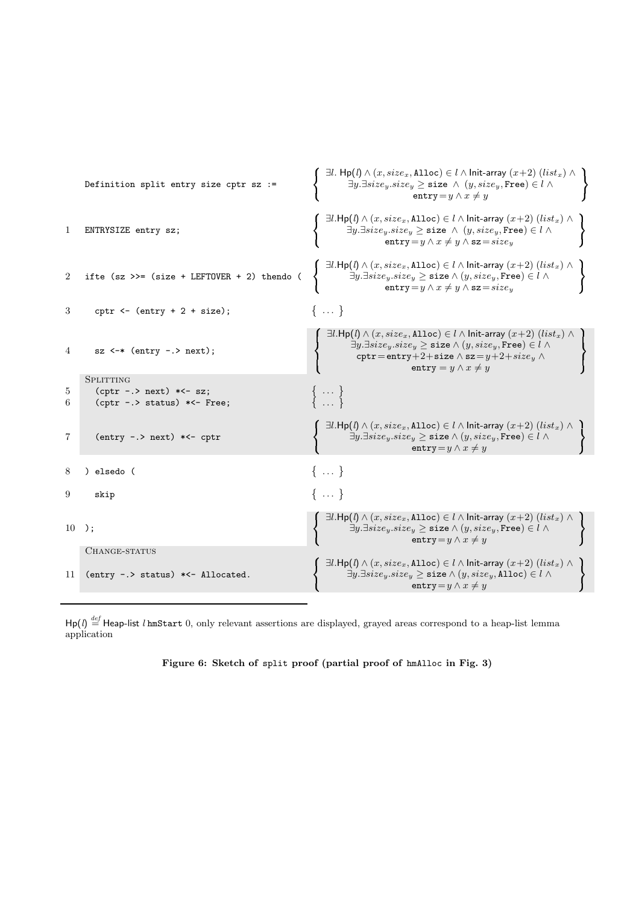| | Code | Assertion |
|---|---|---|
| | `Definition split entry size cptr sz :=` | $\left\{ \begin{array}{c} \exists l.\ \mathsf{Hp}(l) \wedge (x, size_x, \texttt{Alloc}) \in l \wedge \mathsf{Init\text{-}array}\ (x{+}2)\ (list_x) \wedge \\ \exists y. \exists size_y. size_y \geq \texttt{size} \wedge (y, size_y, \texttt{Free}) \in l \wedge \\ \texttt{entry} = y \wedge x \neq y \end{array} \right\}$ |
| 1 | `ENTRYSIZE entry sz;` | $\left\{ \begin{array}{c} \exists l.\mathsf{Hp}(l) \wedge (x, size_x, \texttt{Alloc}) \in l \wedge \mathsf{Init\text{-}array}\ (x{+}2)\ (list_x) \wedge \\ \exists y. \exists size_y. size_y \geq \texttt{size} \wedge (y, size_y, \texttt{Free}) \in l \wedge \\ \texttt{entry} = y \wedge x \neq y \wedge \texttt{sz} = size_y \end{array} \right\}$ |
| 2 | `ifte (sz >>= (size + LEFTOVER + 2) thendo (` | $\left\{ \begin{array}{c} \exists l.\mathsf{Hp}(l) \wedge (x, size_x, \texttt{Alloc}) \in l \wedge \mathsf{Init\text{-}array}\ (x{+}2)\ (list_x) \wedge \\ \exists y. \exists size_y. size_y \geq \texttt{size} \wedge (y, size_y, \texttt{Free}) \in l \wedge \\ \texttt{entry} = y \wedge x \neq y \wedge \texttt{sz} = size_y \end{array} \right\}$ |
| 3 | `cptr <- (entry + 2 + size);` | $\{ \ \dots \ \}$ |
| 4 | `sz <-* (entry -.> next);` | $\left\{ \begin{array}{c} \exists l.\mathsf{Hp}(l) \wedge (x, size_x, \texttt{Alloc}) \in l \wedge \mathsf{Init\text{-}array}\ (x{+}2)\ (list_x) \wedge \\ \exists y. \exists size_y. size_y \geq \texttt{size} \wedge (y, size_y, \texttt{Free}) \in l \wedge \\ \texttt{cptr} = \texttt{entry}{+}2{+}\texttt{size} \wedge \texttt{sz} = y{+}2{+}size_y \wedge \\ \texttt{entry} = y \wedge x \neq y \end{array} \right\}$ |
| | SPLITTING | |
| 5 | `(cptr -.> next) *<- sz;` | $\{ \ \dots \ \}$ |
| 6 | `(cptr -.> status) *<- Free;` | $\{ \ \dots \ \}$ |
| 7 | `(entry -.> next) *<- cptr` | $\left\{ \begin{array}{c} \exists l.\mathsf{Hp}(l) \wedge (x, size_x, \texttt{Alloc}) \in l \wedge \mathsf{Init\text{-}array}\ (x{+}2)\ (list_x) \wedge \\ \exists y. \exists size_y. size_y \geq \texttt{size} \wedge (y, size_y, \texttt{Free}) \in l \wedge \\ \texttt{entry} = y \wedge x \neq y \end{array} \right\}$ |
| 8 | `) elsedo (` | $\{ \ \dots \ \}$ |
| 9 | `skip` | $\{ \ \dots \ \}$ |
| 10 | `);` | $\left\{ \begin{array}{c} \exists l.\mathsf{Hp}(l) \wedge (x, size_x, \texttt{Alloc}) \in l \wedge \mathsf{Init\text{-}array}\ (x{+}2)\ (list_x) \wedge \\ \exists y. \exists size_y. size_y \geq \texttt{size} \wedge (y, size_y, \texttt{Free}) \in l \wedge \\ \texttt{entry} = y \wedge x \neq y \end{array} \right\}$ |
| | CHANGE-STATUS | |
| 11 | `(entry -.> status) *<- Allocated.` | $\left\{ \begin{array}{c} \exists l.\mathsf{Hp}(l) \wedge (x, size_x, \texttt{Alloc}) \in l \wedge \mathsf{Init\text{-}array}\ (x{+}2)\ (list_x) \wedge \\ \exists y. \exists size_y. size_y \geq \texttt{size} \wedge (y, size_y, \texttt{Alloc}) \in l \wedge \\ \texttt{entry} = y \wedge x \neq y \end{array} \right\}$ |

$\mathsf{Hp}(l) \stackrel{def}{=} \mathsf{Heap\text{-}list}\ l\ \texttt{hmStart}\ 0$, only relevant assertions are displayed, grayed areas correspond to a heap-list lemma application

**Figure 6: Sketch of split proof (partial proof of hmAlloc in Fig. 3)**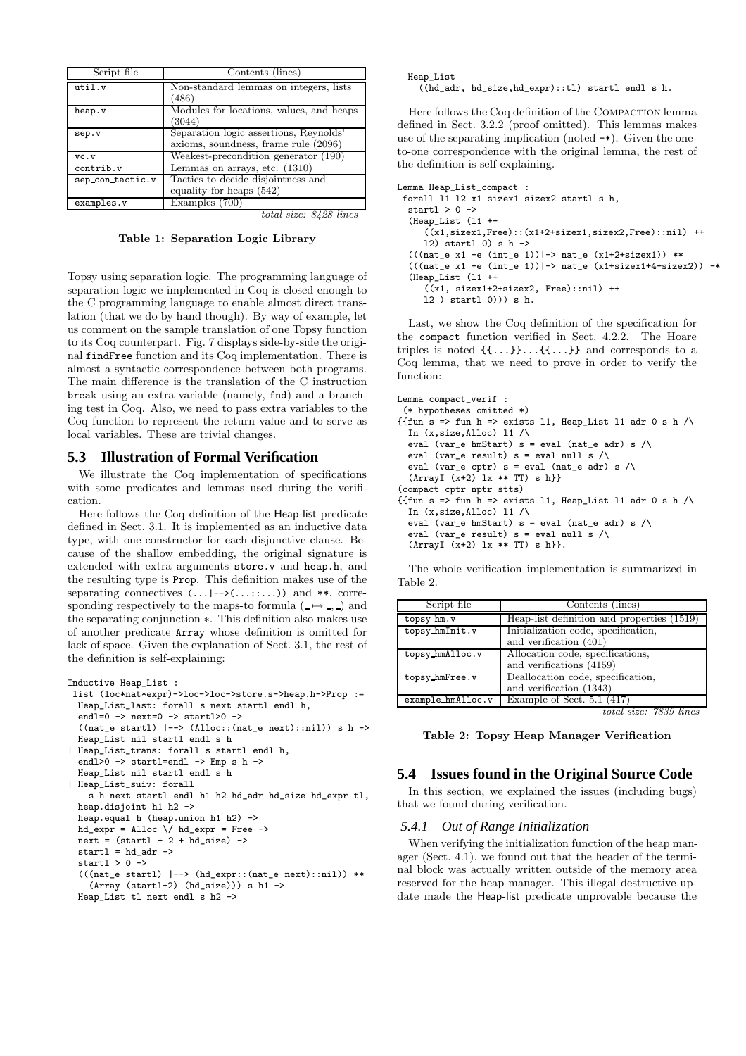| Script file | Contents (lines) |
|---|---|
| util.v | Non-standard lemmas on integers, lists (486) |
| heap.v | Modules for locations, values, and heaps (3044) |
| sep.v | Separation logic assertions, Reynolds' axioms, soundness, frame rule (2096) |
| vc.v | Weakest-precondition generator (190) |
| contrib.v | Lemmas on arrays, etc. (1310) |
| sep_con_tactic.v | Tactics to decide disjointness and equality for heaps (542) |
| examples.v | Examples (700) |
| | *total size: 8428 lines* |

**Table 1: Separation Logic Library**

Topsy using separation logic. The programming language of separation logic we implemented in Coq is closed enough to the C programming language to enable almost direct translation (that we do by hand though). By way of example, let us comment on the sample translation of one Topsy function to its Coq counterpart. Fig. 7 displays side-by-side the original findFree function and its Coq implementation. There is almost a syntactic correspondence between both programs. The main difference is the translation of the C instruction break using an extra variable (namely, fnd) and a branching test in Coq. Also, we need to pass extra variables to the Coq function to represent the return value and to serve as local variables. These are trivial changes.

## 5.3 Illustration of Formal Verification

We illustrate the Coq implementation of specifications with some predicates and lemmas used during the verification.

Here follows the Coq definition of the Heap-list predicate defined in Sect. 3.1. It is implemented as an inductive data type, with one constructor for each disjunctive clause. Because of the shallow embedding, the original signature is extended with extra arguments store.v and heap.h, and the resulting type is Prop. This definition makes use of the separating connectives (...|-->(...::...)) and \*\*, corresponding respectively to the maps-to formula ($\_ \mapsto \_, \_$) and the separating conjunction $*$. This definition also makes use of another predicate Array whose definition is omitted for lack of space. Given the explanation of Sect. 3.1, the rest of the definition is self-explaining:

```
Inductive Heap_List :
 list (loc*nat*expr)->loc->loc->store.s->heap.h->Prop :=
  Heap_List_last: forall s next startl endl h,
  endl=0 -> next=0 -> startl>0 ->
  ((nat_e startl) |--> (Alloc::(nat_e next)::nil)) s h ->
  Heap_List nil startl endl s h
| Heap_List_trans: forall s startl endl h,
  endl>0 -> startl=endl -> Emp s h ->
  Heap_List nil startl endl s h
| Heap_List_suiv: forall
    s h next startl endl h1 h2 hd_adr hd_size hd_expr tl,
  heap.disjoint h1 h2 ->
  heap.equal h (heap.union h1 h2) ->
  hd_expr = Alloc \/ hd_expr = Free ->
  next = (startl + 2 + hd_size) ->
  startl = hd_adr ->
  startl > 0 ->
  (((nat_e startl) |--> (hd_expr::(nat_e next)::nil)) **
    (Array (startl+2) (hd_size))) s h1 ->
  Heap_List tl next endl s h2 ->
  Heap_List
    ((hd_adr, hd_size,hd_expr)::tl) startl endl s h.
```

Here follows the Coq definition of the COMPACTION lemma defined in Sect. 3.2.2 (proof omitted). This lemmas makes use of the separating implication (noted -\*). Given the one-to-one correspondence with the original lemma, the rest of the definition is self-explaining.

```
Lemma Heap_List_compact :
 forall l1 l2 x1 sizex1 sizex2 startl s h,
  startl > 0 ->
  (Heap_List (l1 ++
     ((x1,sizex1,Free)::(x1+2+sizex1,sizex2,Free)::nil) ++
     l2) startl 0) s h ->
  (((nat_e x1 +e (int_e 1))|-> nat_e (x1+2+sizex1)) **
  (((nat_e x1 +e (int_e 1))|-> nat_e (x1+sizex1+4+sizex2)) -*
  (Heap_List (l1 ++
     ((x1, sizex1+2+sizex2, Free)::nil) ++
     l2 ) startl 0))) s h.
```

Last, we show the Coq definition of the specification for the compact function verified in Sect. 4.2.2. The Hoare triples is noted {{...}}...{{...}} and corresponds to a Coq lemma, that we need to prove in order to verify the function:

```
Lemma compact_verif :
 (* hypotheses omitted *)
{{fun s => fun h => exists l1, Heap_List l1 adr 0 s h /\
  In (x,size,Alloc) l1 /\
  eval (var_e hmStart) s = eval (nat_e adr) s /\
  eval (var_e result) s = eval null s /\
  eval (var_e cptr) s = eval (nat_e adr) s /\
  (ArrayI (x+2) lx ** TT) s h}}
(compact cptr nptr stts)
{{fun s => fun h => exists l1, Heap_List l1 adr 0 s h /\
  In (x,size,Alloc) l1 /\
  eval (var_e hmStart) s = eval (nat_e adr) s /\
  eval (var_e result) s = eval null s /\
  (ArrayI (x+2) lx ** TT) s h}}.
```

The whole verification implementation is summarized in Table 2.

| Script file | Contents (lines) |
|---|---|
| topsy_hm.v | Heap-list definition and properties (1519) |
| topsy_hmInit.v | Initialization code, specification, and verification (401) |
| topsy_hmAlloc.v | Allocation code, specifications, and verifications (4159) |
| topsy_hmFree.v | Deallocation code, specification, and verification (1343) |
| example_hmAlloc.v | Example of Sect. 5.1 (417) |
| | *total size: 7839 lines* |

**Table 2: Topsy Heap Manager Verification**

## 5.4 Issues found in the Original Source Code

In this section, we explained the issues (including bugs) that we found during verification.

### 5.4.1 Out of Range Initialization

When verifying the initialization function of the heap manager (Sect. 4.1), we found out that the header of the terminal block was actually written outside of the memory area reserved for the heap manager. This illegal destructive update made the Heap-list predicate unprovable because the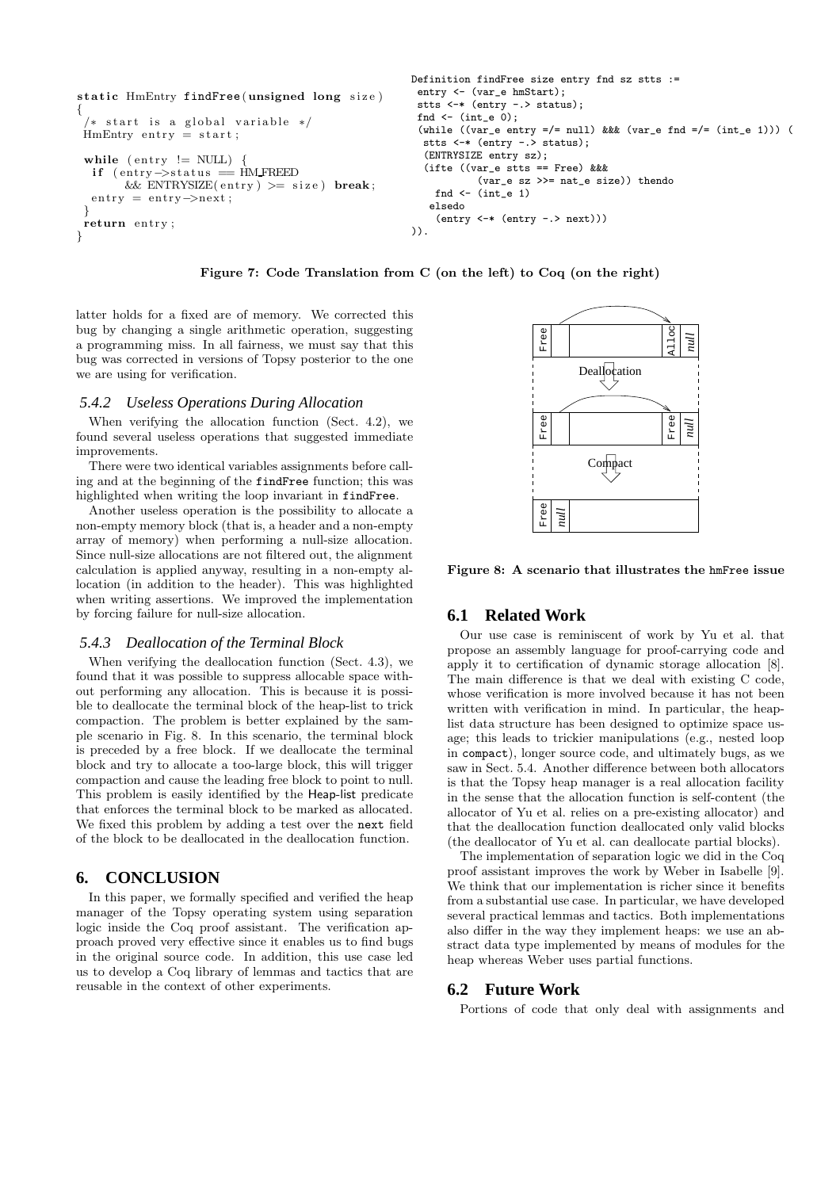```c
static HmEntry findFree(unsigned long size)
{
 /* start is a global variable */
 HmEntry entry = start;

 while (entry != NULL) {
  if (entry->status == HM_FREED
       && ENTRYSIZE(entry) >= size) break;
  entry = entry->next;
 }
 return entry;
}
```

```
Definition findFree size entry fnd sz stts :=
 entry <- (var_e hmStart);
 stts <-* (entry -.> status);
 fnd <- (int_e 0);
 (while ((var_e entry =/= null) &&& (var_e fnd =/= (int_e 1))) (
  stts <-* (entry -.> status);
  (ENTRYSIZE entry sz);
  (ifte ((var_e stts == Free) &&&
          (var_e sz >>= nat_e size)) thendo
    fnd <- (int_e 1)
   elsedo
    (entry <-* (entry -.> next)))
)).
```

**Figure 7: Code Translation from C (on the left) to Coq (on the right)**

latter holds for a fixed are of memory. We corrected this bug by changing a single arithmetic operation, suggesting a programming miss. In all fairness, we must say that this bug was corrected in versions of Topsy posterior to the one we are using for verification.

### *5.4.2 Useless Operations During Allocation*

When verifying the allocation function (Sect. 4.2), we found several useless operations that suggested immediate improvements.

There were two identical variables assignments before calling and at the beginning of the findFree function; this was highlighted when writing the loop invariant in findFree.

Another useless operation is the possibility to allocate a non-empty memory block (that is, a header and a non-empty array of memory) when performing a null-size allocation. Since null-size allocations are not filtered out, the alignment calculation is applied anyway, resulting in a non-empty allocation (in addition to the header). This was highlighted when writing assertions. We improved the implementation by forcing failure for null-size allocation.

### *5.4.3 Deallocation of the Terminal Block*

When verifying the deallocation function (Sect. 4.3), we found that it was possible to suppress allocable space without performing any allocation. This is because it is possible to deallocate the terminal block of the heap-list to trick compaction. The problem is better explained by the sample scenario in Fig. 8. In this scenario, the terminal block is preceded by a free block. If we deallocate the terminal block and try to allocate a too-large block, this will trigger compaction and cause the leading free block to point to null. This problem is easily identified by the Heap-list predicate that enforces the terminal block to be marked as allocated. We fixed this problem by adding a test over the next field of the block to be deallocated in the deallocation function.

## 6. CONCLUSION

In this paper, we formally specified and verified the heap manager of the Topsy operating system using separation logic inside the Coq proof assistant. The verification approach proved very effective since it enables us to find bugs in the original source code. In addition, this use case led us to develop a Coq library of lemmas and tactics that are reusable in the context of other experiments.

**Figure 8: A scenario that illustrates the hmFree issue**

### 6.1 Related Work

Our use case is reminiscent of work by Yu et al. that propose an assembly language for proof-carrying code and apply it to certification of dynamic storage allocation [8]. The main difference is that we deal with existing C code, whose verification is more involved because it has not been written with verification in mind. In particular, the heap-list data structure has been designed to optimize space usage; this leads to trickier manipulations (e.g., nested loop in compact), longer source code, and ultimately bugs, as we saw in Sect. 5.4. Another difference between both allocators is that the Topsy heap manager is a real allocation facility in the sense that the allocation function is self-content (the allocator of Yu et al. relies on a pre-existing allocator) and that the deallocation function deallocated only valid blocks (the deallocator of Yu et al. can deallocate partial blocks).

The implementation of separation logic we did in the Coq proof assistant improves the work by Weber in Isabelle [9]. We think that our implementation is richer since it benefits from a substantial use case. In particular, we have developed several practical lemmas and tactics. Both implementations also differ in the way they implement heaps: we use an abstract data type implemented by means of modules for the heap whereas Weber uses partial functions.

### 6.2 Future Work

Portions of code that only deal with assignments and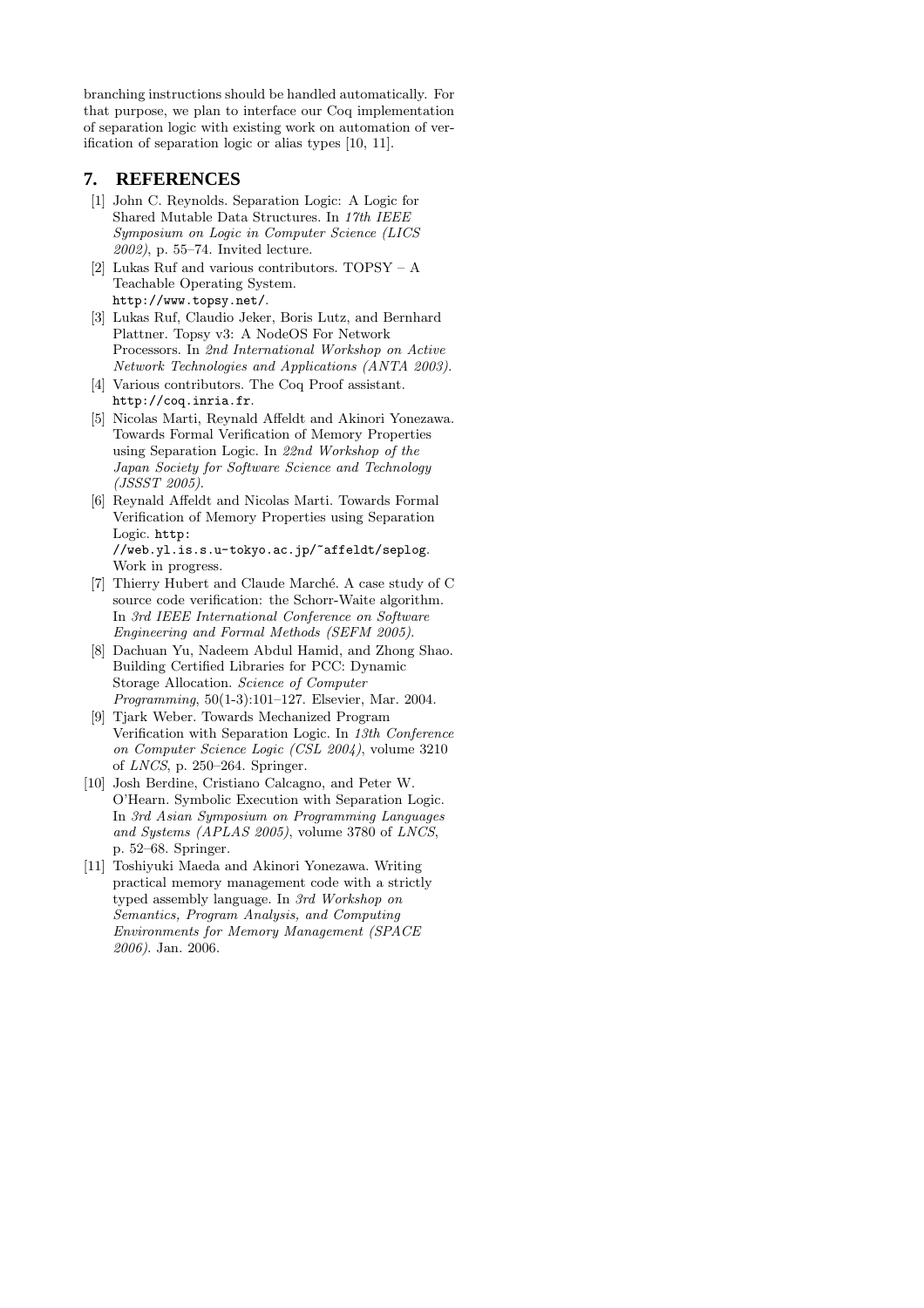branching instructions should be handled automatically. For that purpose, we plan to interface our Coq implementation of separation logic with existing work on automation of verification of separation logic or alias types [10, 11].

## 7. REFERENCES

[1] John C. Reynolds. Separation Logic: A Logic for Shared Mutable Data Structures. In *17th IEEE Symposium on Logic in Computer Science (LICS 2002)*, p. 55–74. Invited lecture.

[2] Lukas Ruf and various contributors. TOPSY – A Teachable Operating System. `http://www.topsy.net/`.

[3] Lukas Ruf, Claudio Jeker, Boris Lutz, and Bernhard Plattner. Topsy v3: A NodeOS For Network Processors. In *2nd International Workshop on Active Network Technologies and Applications (ANTA 2003)*.

[4] Various contributors. The Coq Proof assistant. `http://coq.inria.fr`.

[5] Nicolas Marti, Reynald Affeldt and Akinori Yonezawa. Towards Formal Verification of Memory Properties using Separation Logic. In *22nd Workshop of the Japan Society for Software Science and Technology (JSSST 2005)*.

[6] Reynald Affeldt and Nicolas Marti. Towards Formal Verification of Memory Properties using Separation Logic. `http://web.yl.is.s.u-tokyo.ac.jp/~affeldt/seplog`. Work in progress.

[7] Thierry Hubert and Claude Marché. A case study of C source code verification: the Schorr-Waite algorithm. In *3rd IEEE International Conference on Software Engineering and Formal Methods (SEFM 2005)*.

[8] Dachuan Yu, Nadeem Abdul Hamid, and Zhong Shao. Building Certified Libraries for PCC: Dynamic Storage Allocation. *Science of Computer Programming*, 50(1-3):101–127. Elsevier, Mar. 2004.

[9] Tjark Weber. Towards Mechanized Program Verification with Separation Logic. In *13th Conference on Computer Science Logic (CSL 2004)*, volume 3210 of *LNCS*, p. 250–264. Springer.

[10] Josh Berdine, Cristiano Calcagno, and Peter W. O'Hearn. Symbolic Execution with Separation Logic. In *3rd Asian Symposium on Programming Languages and Systems (APLAS 2005)*, volume 3780 of *LNCS*, p. 52–68. Springer.

[11] Toshiyuki Maeda and Akinori Yonezawa. Writing practical memory management code with a strictly typed assembly language. In *3rd Workshop on Semantics, Program Analysis, and Computing Environments for Memory Management (SPACE 2006)*. Jan. 2006.